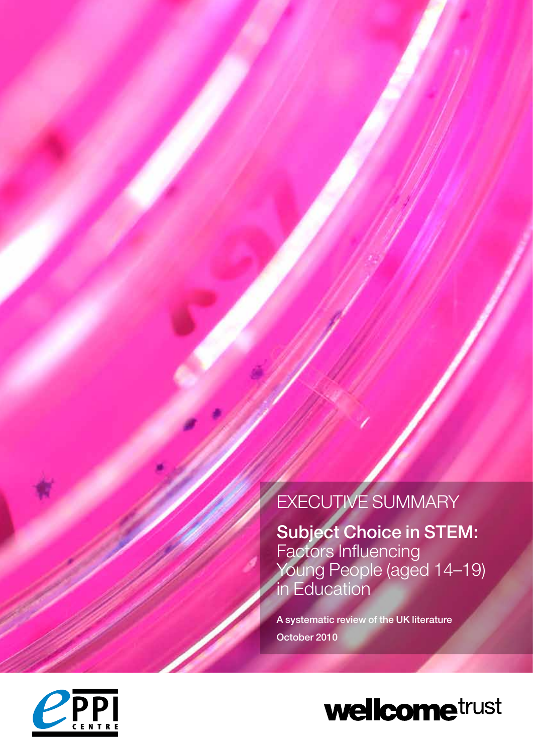EXECUTIVE SUMMARY

# Subject Choice in STEM: Factors Influencing Young People (aged 14–19) in Education

**A systematic review of the UK literature**

**October 2010**

EPPI CENTRE

wellcome trust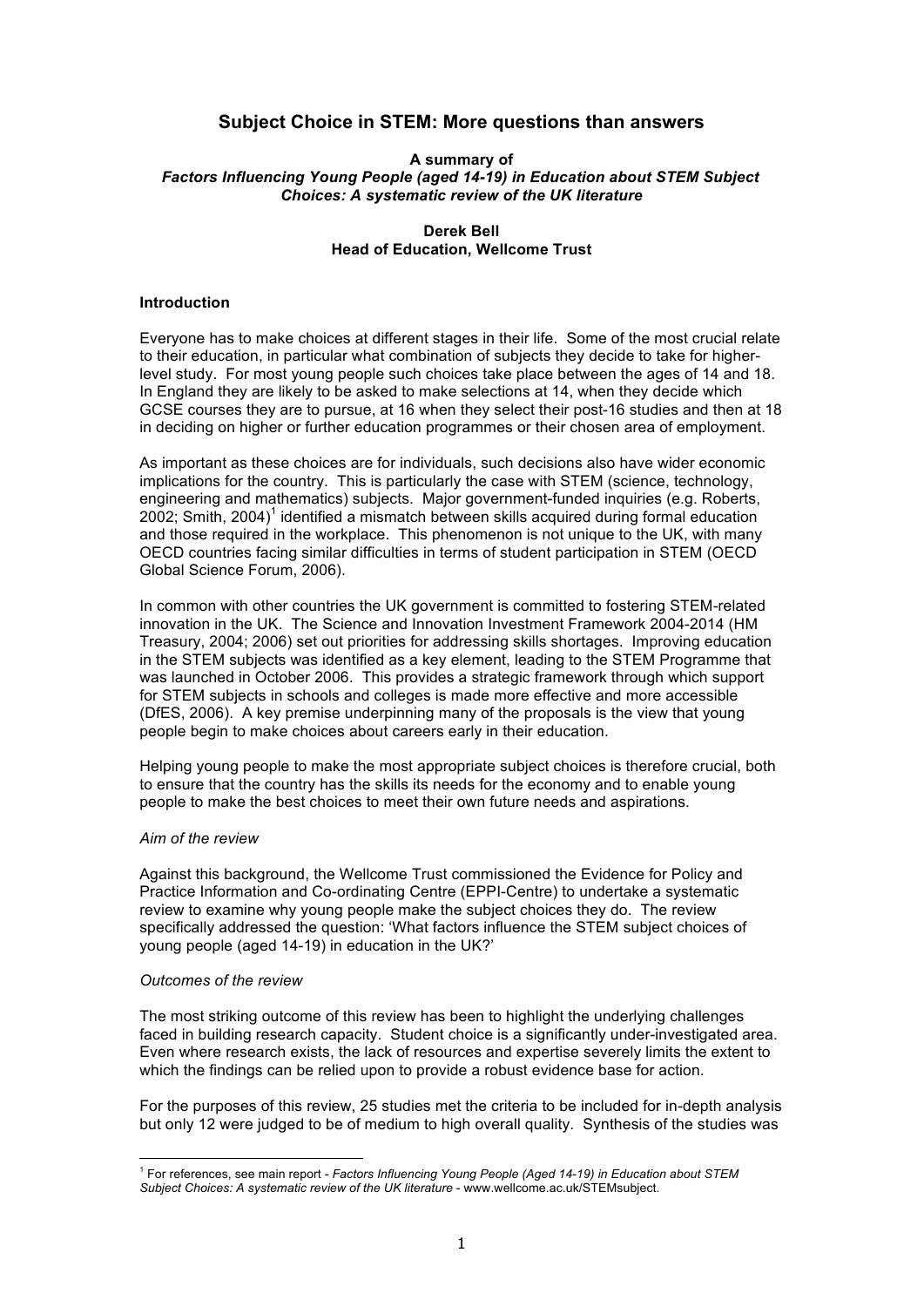# Subject Choice in STEM: More questions than answers

**A summary of**
***Factors Influencing Young People (aged 14-19) in Education about STEM Subject Choices: A systematic review of the UK literature***

**Derek Bell**
**Head of Education, Wellcome Trust**

### Introduction

Everyone has to make choices at different stages in their life. Some of the most crucial relate to their education, in particular what combination of subjects they decide to take for higher-level study. For most young people such choices take place between the ages of 14 and 18. In England they are likely to be asked to make selections at 14, when they decide which GCSE courses they are to pursue, at 16 when they select their post-16 studies and then at 18 in deciding on higher or further education programmes or their chosen area of employment.

As important as these choices are for individuals, such decisions also have wider economic implications for the country. This is particularly the case with STEM (science, technology, engineering and mathematics) subjects. Major government-funded inquiries (e.g. Roberts, 2002; Smith, 2004)[1] identified a mismatch between skills acquired during formal education and those required in the workplace. This phenomenon is not unique to the UK, with many OECD countries facing similar difficulties in terms of student participation in STEM (OECD Global Science Forum, 2006).

In common with other countries the UK government is committed to fostering STEM-related innovation in the UK. The Science and Innovation Investment Framework 2004-2014 (HM Treasury, 2004; 2006) set out priorities for addressing skills shortages. Improving education in the STEM subjects was identified as a key element, leading to the STEM Programme that was launched in October 2006. This provides a strategic framework through which support for STEM subjects in schools and colleges is made more effective and more accessible (DfES, 2006). A key premise underpinning many of the proposals is the view that young people begin to make choices about careers early in their education.

Helping young people to make the most appropriate subject choices is therefore crucial, both to ensure that the country has the skills its needs for the economy and to enable young people to make the best choices to meet their own future needs and aspirations.

*Aim of the review*

Against this background, the Wellcome Trust commissioned the Evidence for Policy and Practice Information and Co-ordinating Centre (EPPI-Centre) to undertake a systematic review to examine why young people make the subject choices they do. The review specifically addressed the question: 'What factors influence the STEM subject choices of young people (aged 14-19) in education in the UK?'

*Outcomes of the review*

The most striking outcome of this review has been to highlight the underlying challenges faced in building research capacity. Student choice is a significantly under-investigated area. Even where research exists, the lack of resources and expertise severely limits the extent to which the findings can be relied upon to provide a robust evidence base for action.

For the purposes of this review, 25 studies met the criteria to be included for in-depth analysis but only 12 were judged to be of medium to high overall quality. Synthesis of the studies was

[1] For references, see main report - *Factors Influencing Young People (Aged 14-19) in Education about STEM Subject Choices: A systematic review of the UK literature* - www.wellcome.ac.uk/STEMsubject.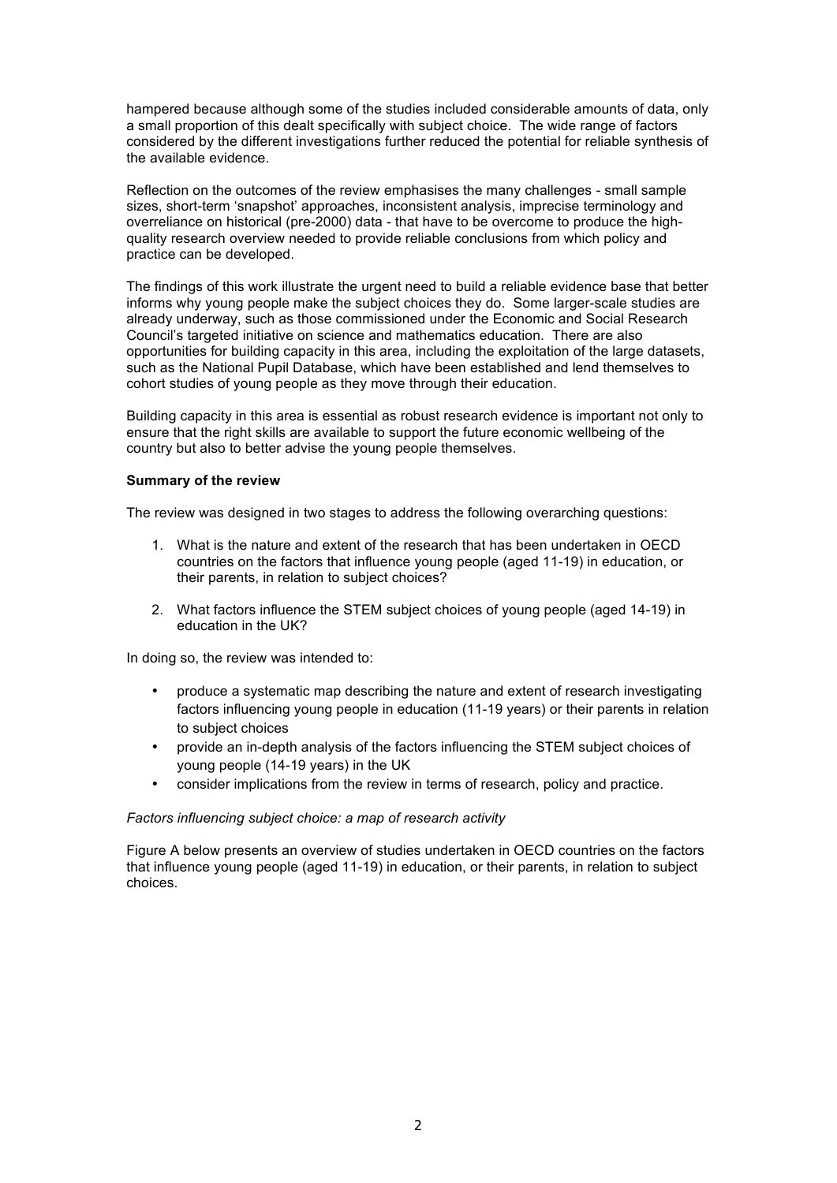hampered because although some of the studies included considerable amounts of data, only a small proportion of this dealt specifically with subject choice. The wide range of factors considered by the different investigations further reduced the potential for reliable synthesis of the available evidence.

Reflection on the outcomes of the review emphasises the many challenges - small sample sizes, short-term 'snapshot' approaches, inconsistent analysis, imprecise terminology and overreliance on historical (pre-2000) data - that have to be overcome to produce the high-quality research overview needed to provide reliable conclusions from which policy and practice can be developed.

The findings of this work illustrate the urgent need to build a reliable evidence base that better informs why young people make the subject choices they do. Some larger-scale studies are already underway, such as those commissioned under the Economic and Social Research Council's targeted initiative on science and mathematics education. There are also opportunities for building capacity in this area, including the exploitation of the large datasets, such as the National Pupil Database, which have been established and lend themselves to cohort studies of young people as they move through their education.

Building capacity in this area is essential as robust research evidence is important not only to ensure that the right skills are available to support the future economic wellbeing of the country but also to better advise the young people themselves.

**Summary of the review**

The review was designed in two stages to address the following overarching questions:

1. What is the nature and extent of the research that has been undertaken in OECD countries on the factors that influence young people (aged 11-19) in education, or their parents, in relation to subject choices?
2. What factors influence the STEM subject choices of young people (aged 14-19) in education in the UK?

In doing so, the review was intended to:

- produce a systematic map describing the nature and extent of research investigating factors influencing young people in education (11-19 years) or their parents in relation to subject choices
- provide an in-depth analysis of the factors influencing the STEM subject choices of young people (14-19 years) in the UK
- consider implications from the review in terms of research, policy and practice.

*Factors influencing subject choice: a map of research activity*

Figure A below presents an overview of studies undertaken in OECD countries on the factors that influence young people (aged 11-19) in education, or their parents, in relation to subject choices.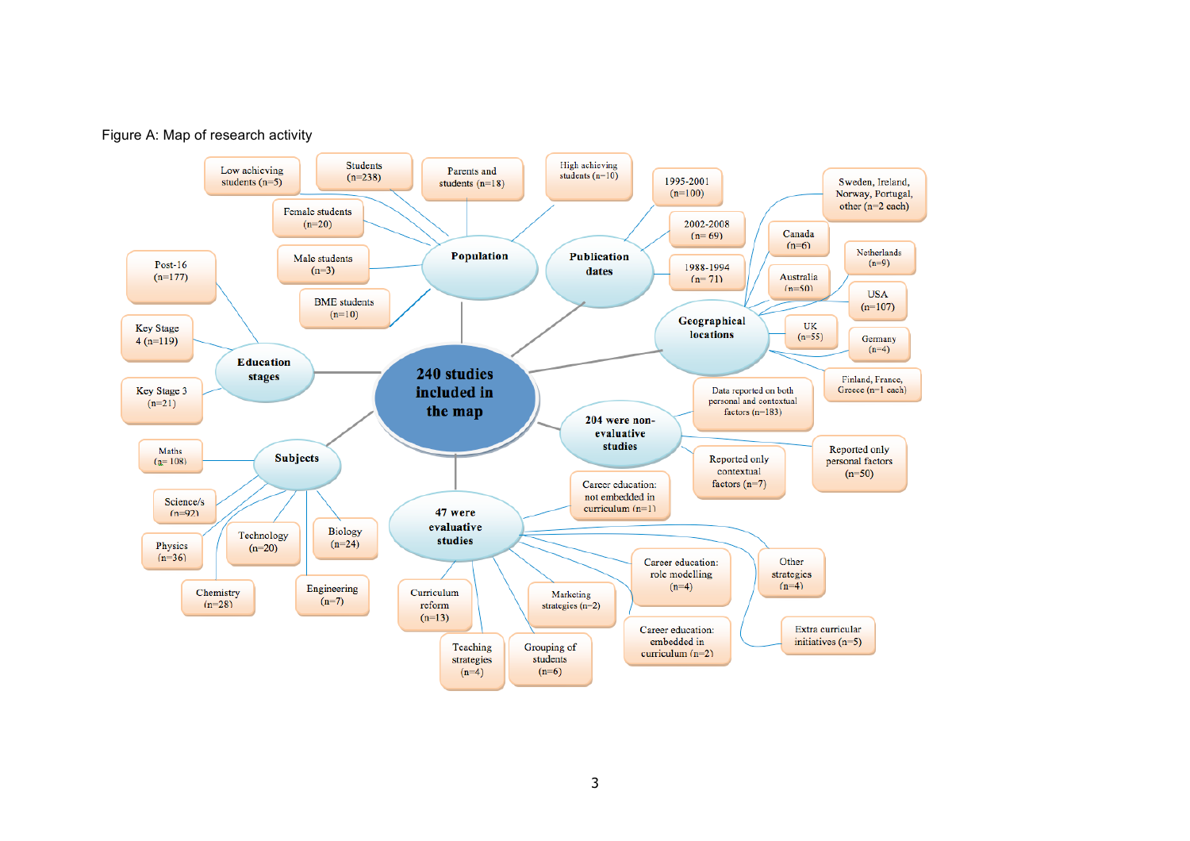Figure A: Map of research activity

- **240 studies included in the map**
  - **Population**
    - Low achieving students (n=5)
    - Students (n=238)
    - Parents and students (n=18)
    - High achieving students (n=10)
    - Female students (n=20)
    - Male students (n=3)
    - BME students (n=10)
  - **Publication dates**
    - 1995-2001 (n=100)
    - 2002-2008 (n= 69)
    - 1988-1994 (n= 71)
  - **Geographical locations**
    - Sweden, Ireland, Norway, Portugal, other (n=2 each)
    - Canada (n=6)
    - Netherlands (n=9)
    - Australia (n=50)
    - USA (n=107)
    - UK (n=55)
    - Germany (n=4)
    - Finland, France, Greece (n=1 each)
  - **Education stages**
    - Post-16 (n=177)
    - Key Stage 4 (n=119)
    - Key Stage 3 (n=21)
  - **Subjects**
    - Maths (n= 108)
    - Science/s (n=92)
    - Physics (n=36)
    - Technology (n=20)
    - Biology (n=24)
    - Chemistry (n=28)
    - Engineering (n=7)
  - **204 were non-evaluative studies**
    - Data reported on both personal and contextual factors (n=183)
    - Reported only contextual factors (n=7)
    - Reported only personal factors (n=50)
  - **47 were evaluative studies**
    - Career education: not embedded in curriculum (n=1)
    - Career education: role modelling (n=4)
    - Other strategies (n=4)
    - Extra curricular initiatives (n=5)
    - Career education: embedded in curriculum (n=2)
    - Marketing strategies (n=2)
    - Curriculum reform (n=13)
    - Teaching strategies (n=4)
    - Grouping of students (n=6)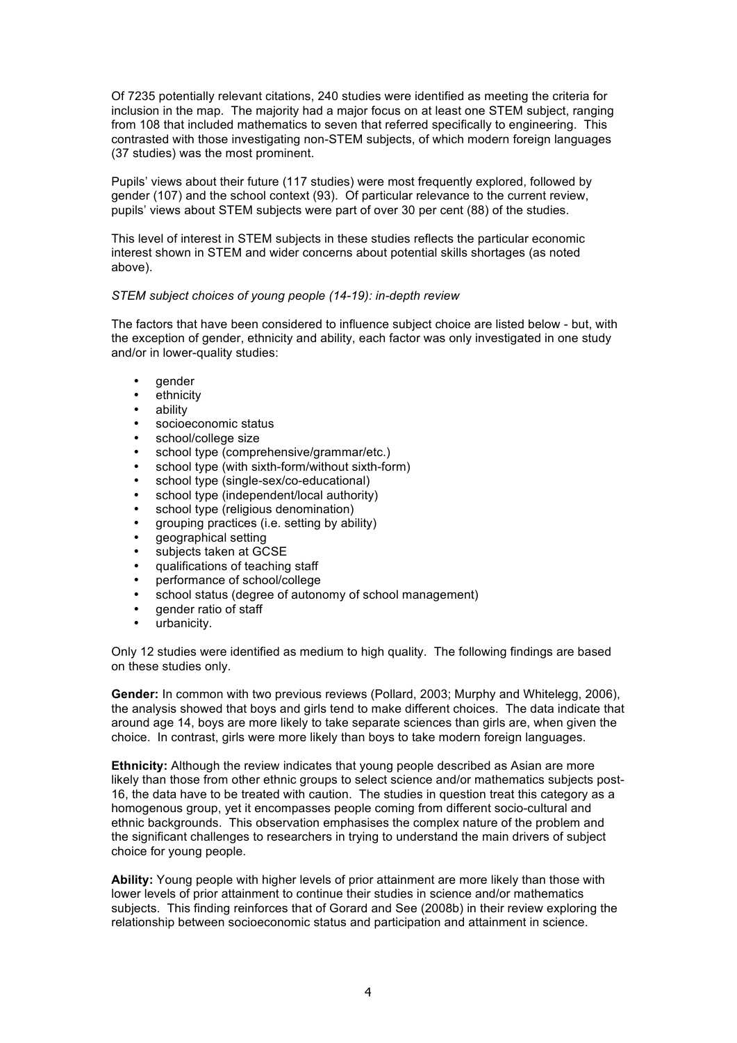Of 7235 potentially relevant citations, 240 studies were identified as meeting the criteria for inclusion in the map. The majority had a major focus on at least one STEM subject, ranging from 108 that included mathematics to seven that referred specifically to engineering. This contrasted with those investigating non-STEM subjects, of which modern foreign languages (37 studies) was the most prominent.

Pupils' views about their future (117 studies) were most frequently explored, followed by gender (107) and the school context (93). Of particular relevance to the current review, pupils' views about STEM subjects were part of over 30 per cent (88) of the studies.

This level of interest in STEM subjects in these studies reflects the particular economic interest shown in STEM and wider concerns about potential skills shortages (as noted above).

*STEM subject choices of young people (14-19): in-depth review*

The factors that have been considered to influence subject choice are listed below - but, with the exception of gender, ethnicity and ability, each factor was only investigated in one study and/or in lower-quality studies:

- gender
- ethnicity
- ability
- socioeconomic status
- school/college size
- school type (comprehensive/grammar/etc.)
- school type (with sixth-form/without sixth-form)
- school type (single-sex/co-educational)
- school type (independent/local authority)
- school type (religious denomination)
- grouping practices (i.e. setting by ability)
- geographical setting
- subjects taken at GCSE
- qualifications of teaching staff
- performance of school/college
- school status (degree of autonomy of school management)
- gender ratio of staff
- urbanicity.

Only 12 studies were identified as medium to high quality. The following findings are based on these studies only.

**Gender:** In common with two previous reviews (Pollard, 2003; Murphy and Whitelegg, 2006), the analysis showed that boys and girls tend to make different choices. The data indicate that around age 14, boys are more likely to take separate sciences than girls are, when given the choice. In contrast, girls were more likely than boys to take modern foreign languages.

**Ethnicity:** Although the review indicates that young people described as Asian are more likely than those from other ethnic groups to select science and/or mathematics subjects post-16, the data have to be treated with caution. The studies in question treat this category as a homogenous group, yet it encompasses people coming from different socio-cultural and ethnic backgrounds. This observation emphasises the complex nature of the problem and the significant challenges to researchers in trying to understand the main drivers of subject choice for young people.

**Ability:** Young people with higher levels of prior attainment are more likely than those with lower levels of prior attainment to continue their studies in science and/or mathematics subjects. This finding reinforces that of Gorard and See (2008b) in their review exploring the relationship between socioeconomic status and participation and attainment in science.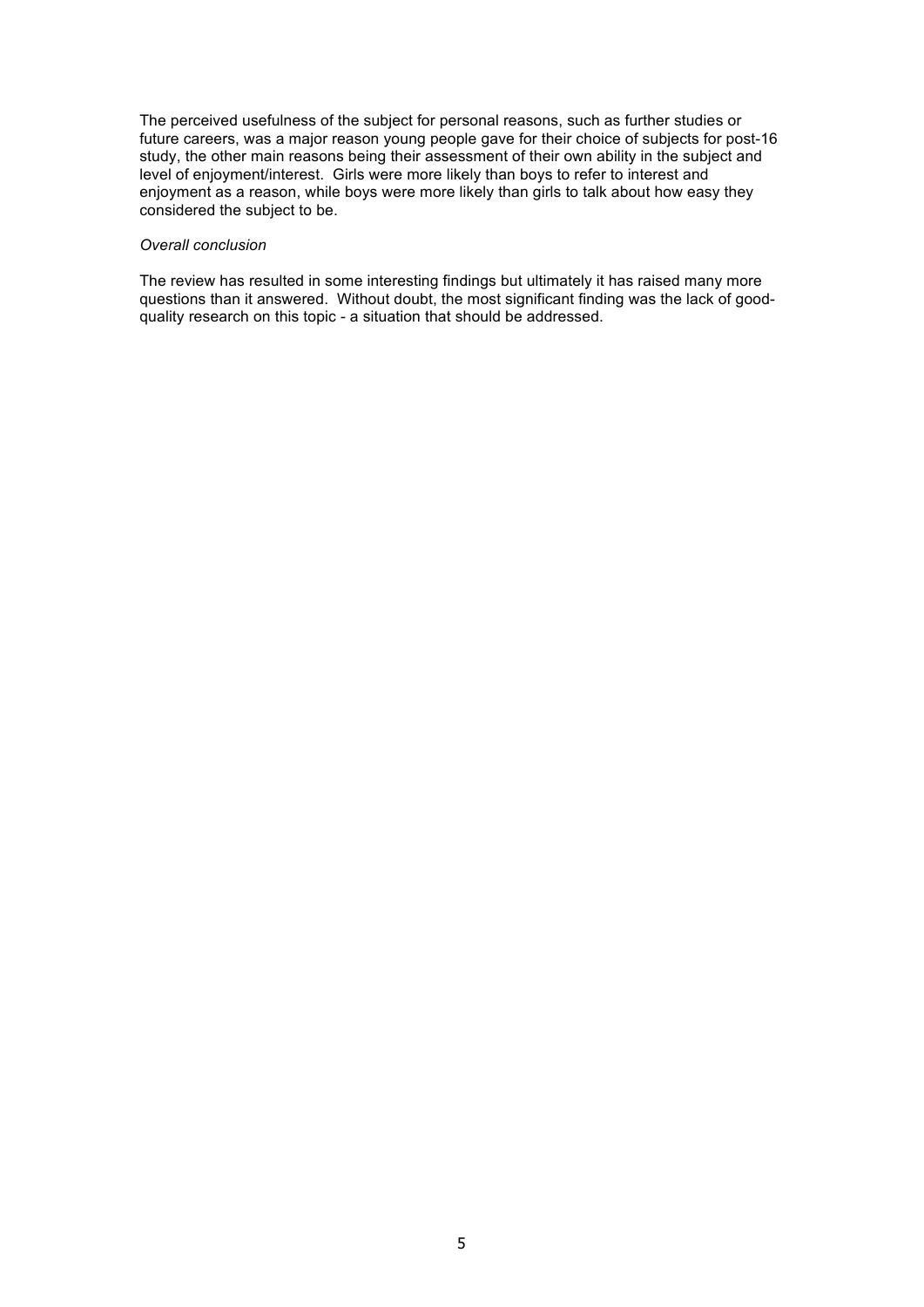The perceived usefulness of the subject for personal reasons, such as further studies or future careers, was a major reason young people gave for their choice of subjects for post-16 study, the other main reasons being their assessment of their own ability in the subject and level of enjoyment/interest. Girls were more likely than boys to refer to interest and enjoyment as a reason, while boys were more likely than girls to talk about how easy they considered the subject to be.

*Overall conclusion*

The review has resulted in some interesting findings but ultimately it has raised many more questions than it answered. Without doubt, the most significant finding was the lack of good-quality research on this topic - a situation that should be addressed.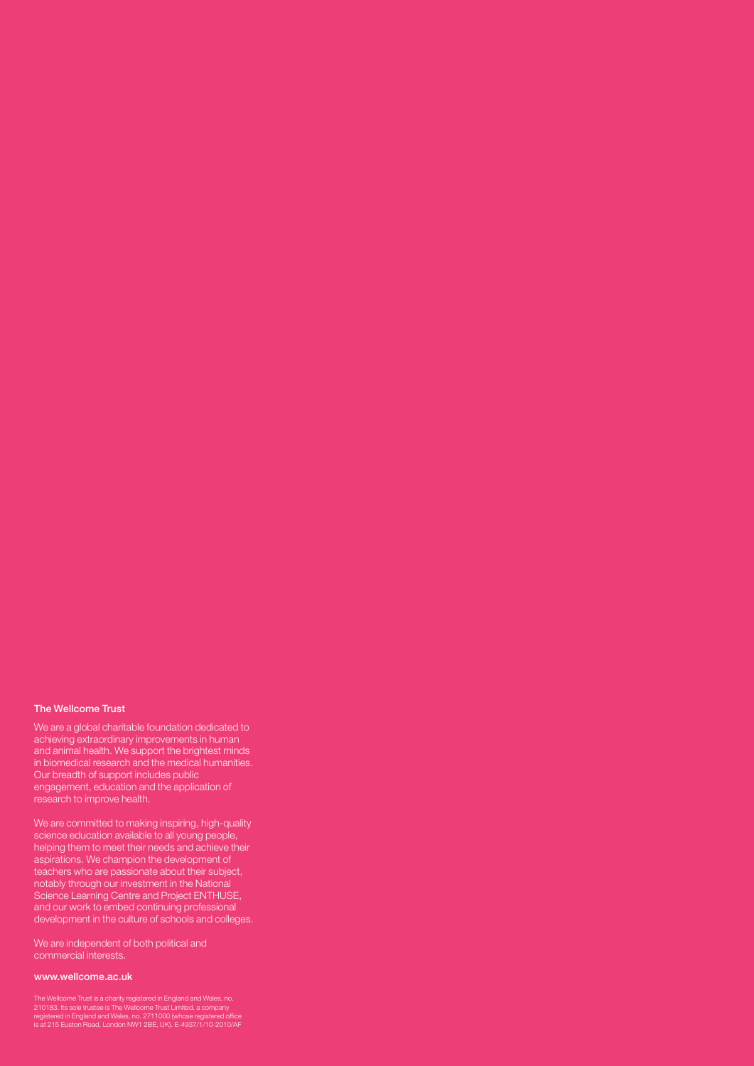## The Wellcome Trust

We are a global charitable foundation dedicated to achieving extraordinary improvements in human and animal health. We support the brightest minds in biomedical research and the medical humanities. Our breadth of support includes public engagement, education and the application of research to improve health.

We are committed to making inspiring, high-quality science education available to all young people, helping them to meet their needs and achieve their aspirations. We champion the development of teachers who are passionate about their subject, notably through our investment in the National Science Learning Centre and Project ENTHUSE, and our work to embed continuing professional development in the culture of schools and colleges.

We are independent of both political and commercial interests.

**www.wellcome.ac.uk**

The Wellcome Trust is a charity registered in England and Wales, no. 210183. Its sole trustee is The Wellcome Trust Limited, a company registered in England and Wales, no. 2711000 (whose registered office is at 215 Euston Road, London NW1 2BE, UK). E-4937/1/10-2010/AF